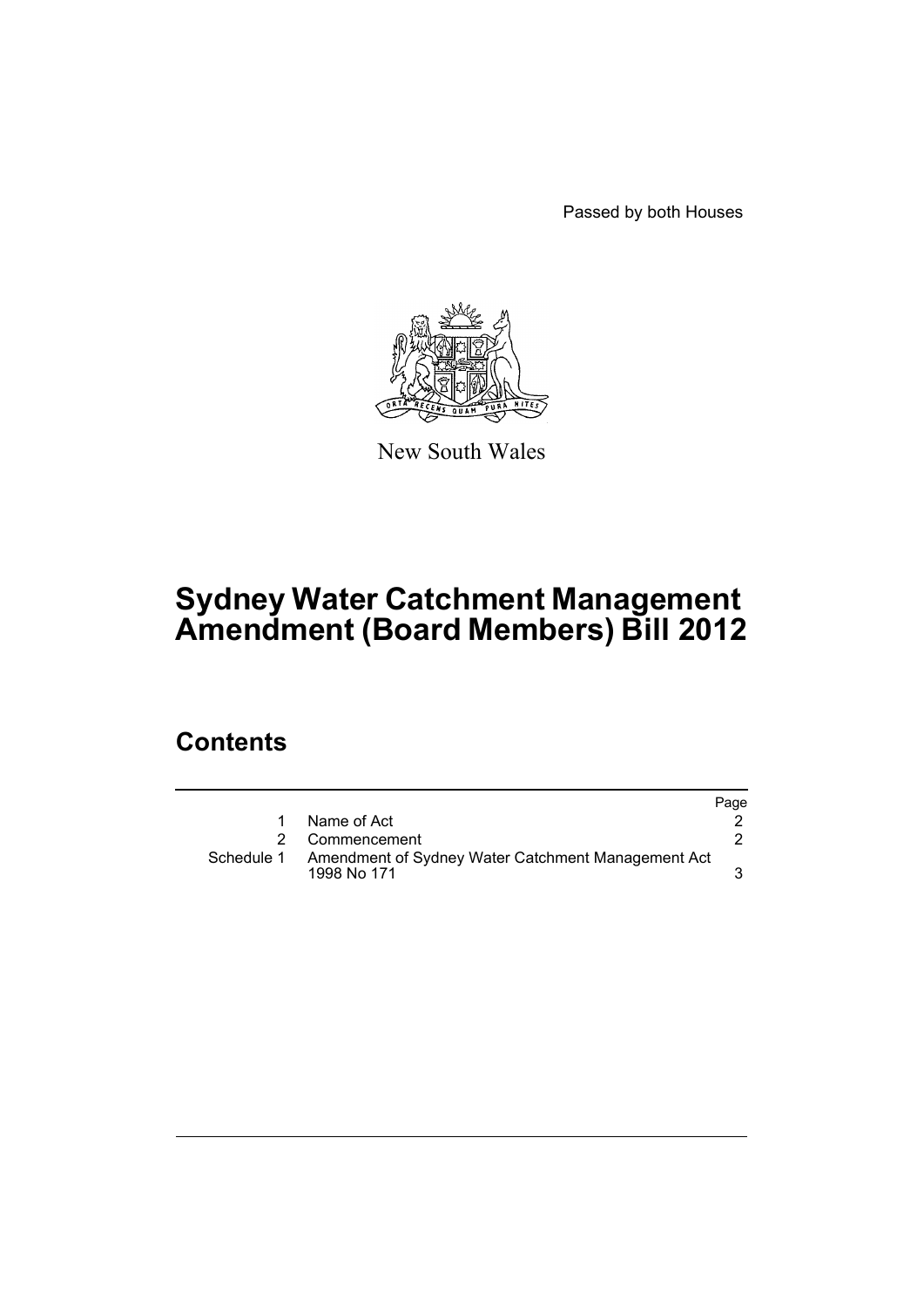Passed by both Houses

New South Wales

# Sydney Water Catchment Management Amendment (Board Members) Bill 2012

## Contents

| | | Page |
|---|---|---|
| 1 | Name of Act | 2 |
| 2 | Commencement | 2 |
| Schedule 1 | Amendment of Sydney Water Catchment Management Act 1998 No 171 | 3 |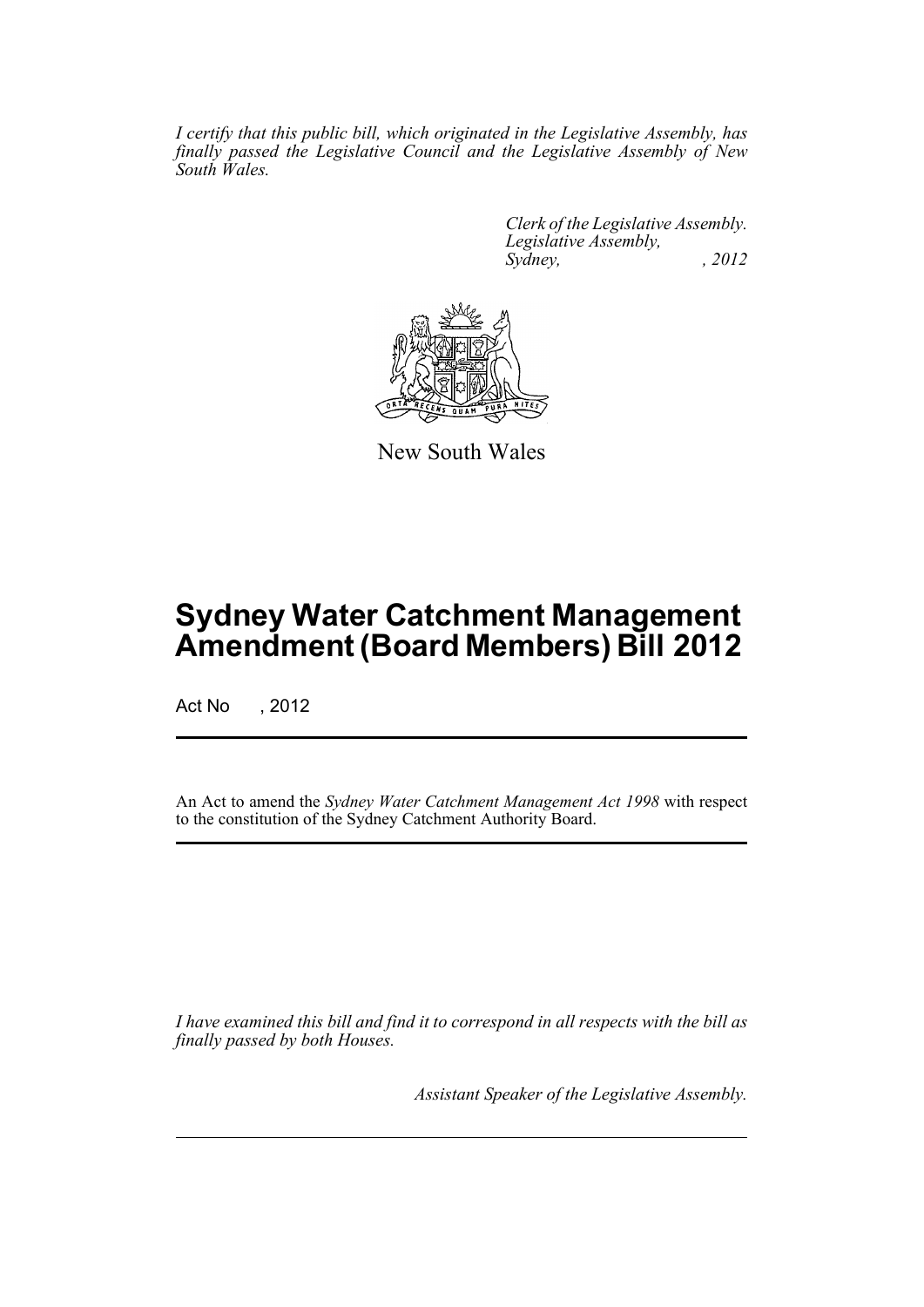*I certify that this public bill, which originated in the Legislative Assembly, has finally passed the Legislative Council and the Legislative Assembly of New South Wales.*

*Clerk of the Legislative Assembly.*
*Legislative Assembly,*
*Sydney, , 2012*

New South Wales

# Sydney Water Catchment Management Amendment (Board Members) Bill 2012

Act No , 2012

An Act to amend the *Sydney Water Catchment Management Act 1998* with respect to the constitution of the Sydney Catchment Authority Board.

*I have examined this bill and find it to correspond in all respects with the bill as finally passed by both Houses.*

*Assistant Speaker of the Legislative Assembly.*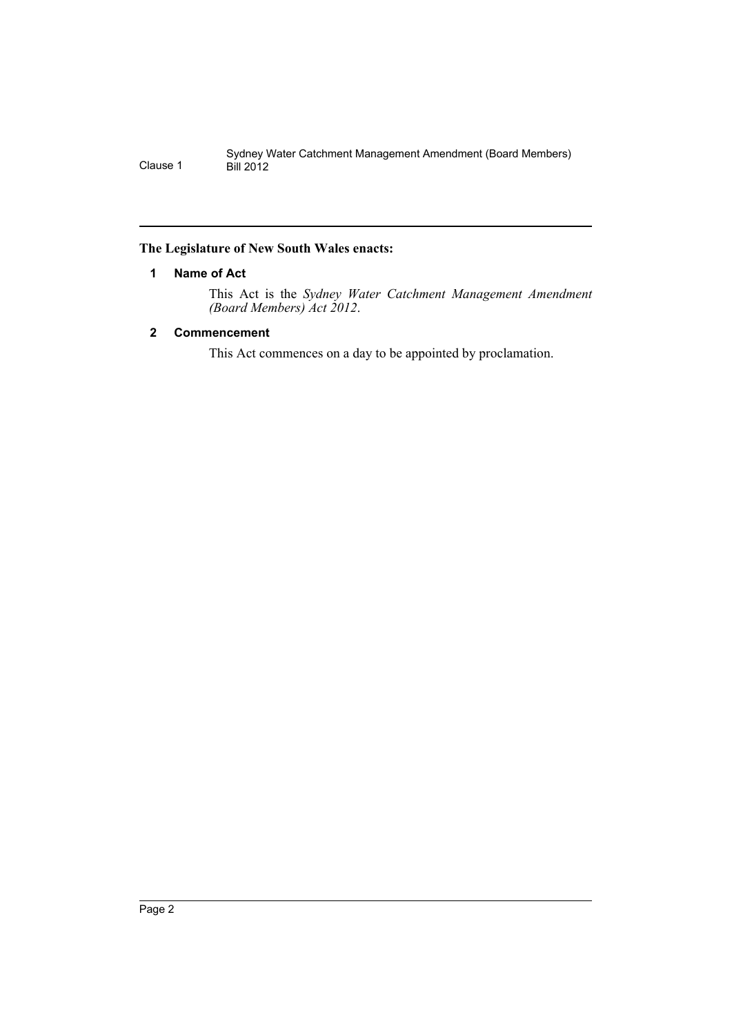**The Legislature of New South Wales enacts:**

### 1 Name of Act

This Act is the *Sydney Water Catchment Management Amendment (Board Members) Act 2012*.

### 2 Commencement

This Act commences on a day to be appointed by proclamation.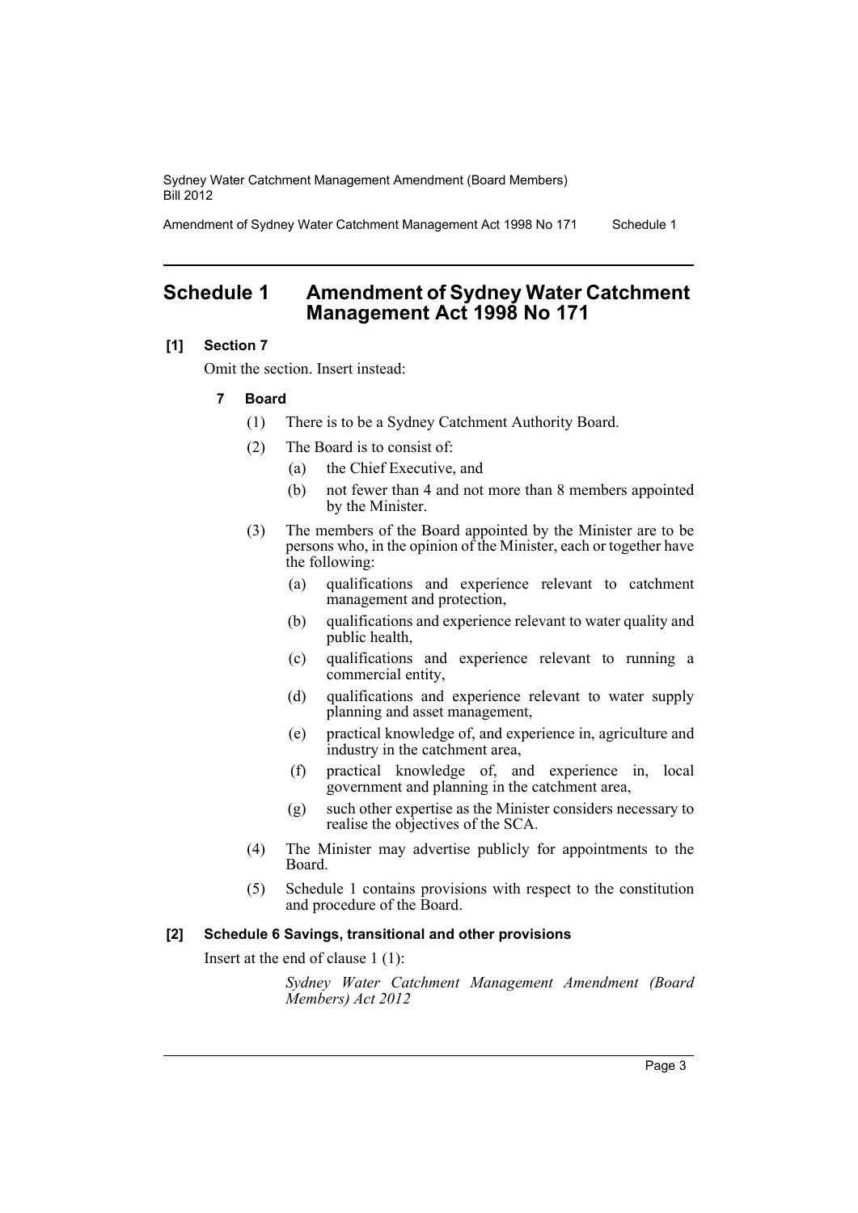# Schedule 1 Amendment of Sydney Water Catchment Management Act 1998 No 171

**[1] Section 7**

Omit the section. Insert instead:

**7 Board**

(1) There is to be a Sydney Catchment Authority Board.

(2) The Board is to consist of:

(a) the Chief Executive, and

(b) not fewer than 4 and not more than 8 members appointed by the Minister.

(3) The members of the Board appointed by the Minister are to be persons who, in the opinion of the Minister, each or together have the following:

(a) qualifications and experience relevant to catchment management and protection,

(b) qualifications and experience relevant to water quality and public health,

(c) qualifications and experience relevant to running a commercial entity,

(d) qualifications and experience relevant to water supply planning and asset management,

(e) practical knowledge of, and experience in, agriculture and industry in the catchment area,

(f) practical knowledge of, and experience in, local government and planning in the catchment area,

(g) such other expertise as the Minister considers necessary to realise the objectives of the SCA.

(4) The Minister may advertise publicly for appointments to the Board.

(5) Schedule 1 contains provisions with respect to the constitution and procedure of the Board.

**[2] Schedule 6 Savings, transitional and other provisions**

Insert at the end of clause 1 (1):

*Sydney Water Catchment Management Amendment (Board Members) Act 2012*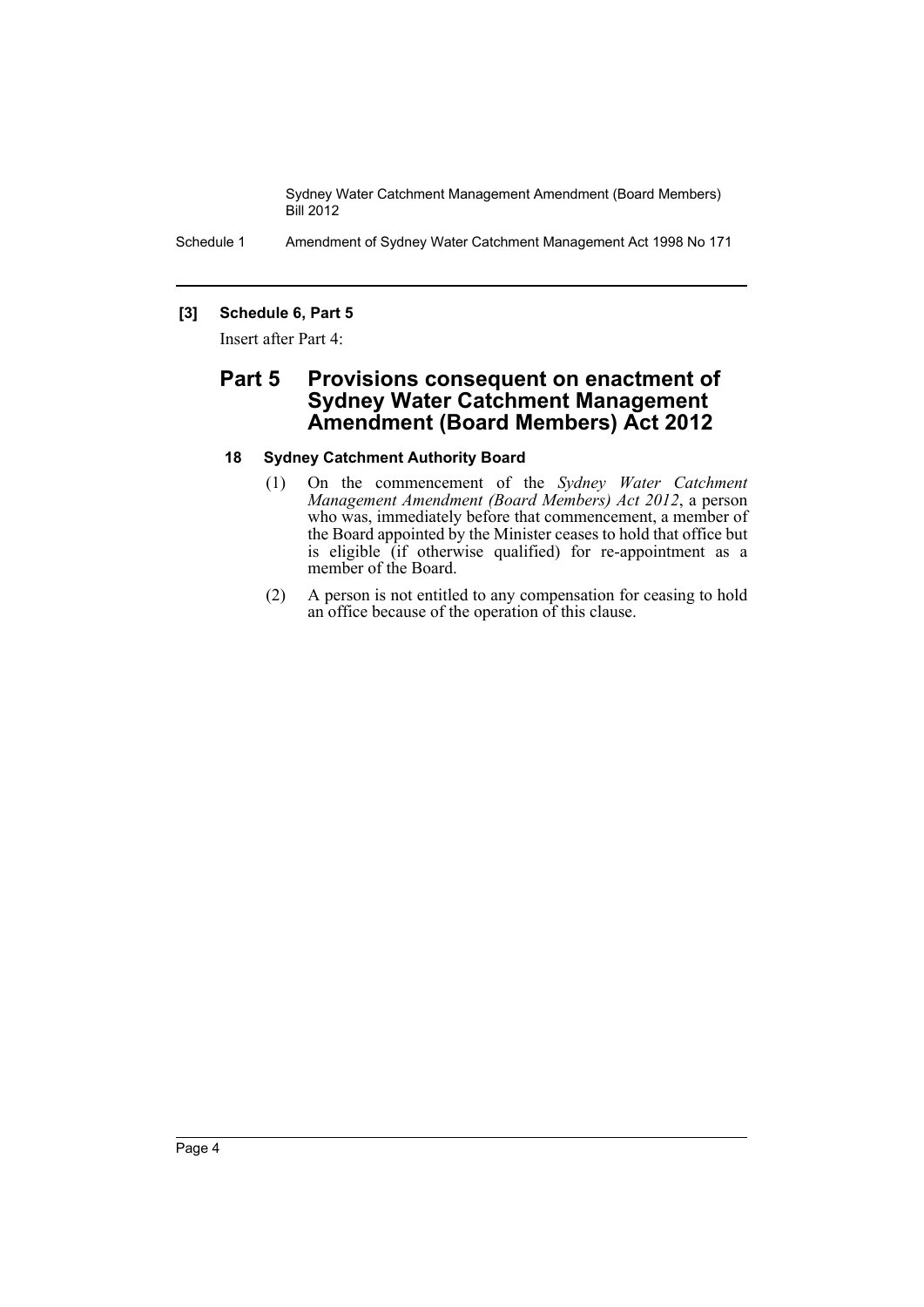**[3] Schedule 6, Part 5**

Insert after Part 4:

## Part 5 Provisions consequent on enactment of Sydney Water Catchment Management Amendment (Board Members) Act 2012

### 18 Sydney Catchment Authority Board

(1) On the commencement of the *Sydney Water Catchment Management Amendment (Board Members) Act 2012*, a person who was, immediately before that commencement, a member of the Board appointed by the Minister ceases to hold that office but is eligible (if otherwise qualified) for re-appointment as a member of the Board.

(2) A person is not entitled to any compensation for ceasing to hold an office because of the operation of this clause.